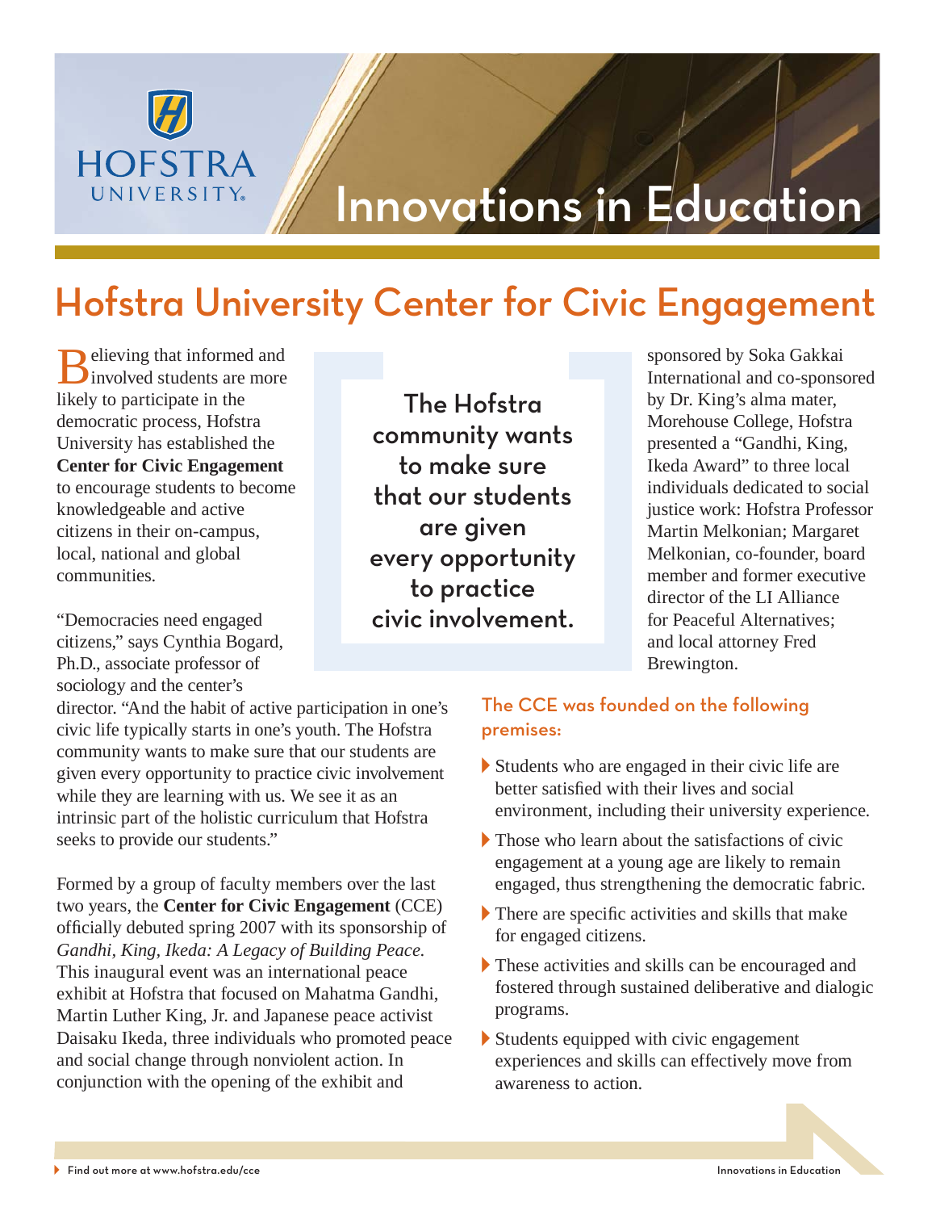# Innovations in Education

## Hofstra University Center for Civic Engagement

Believing that informed and involved students are more likely to participate in the democratic process, Hofstra University has established the **Center for Civic Engagement** to encourage students to become knowledgeable and active citizens in their on-campus, local, national and global communities.

"Democracies need engaged citizens," says Cynthia Bogard, Ph.D., associate professor of sociology and the center's director. "And the habit of active participation in one's civic life typically starts in one's youth. The Hofstra community wants to make sure that our students are given every opportunity to practice civic involvement while they are learning with us. We see it as an intrinsic part of the holistic curriculum that Hofstra seeks to provide our students."

> The Hofstra community wants to make sure that our students are given every opportunity to practice civic involvement.

Formed by a group of faculty members over the last two years, the **Center for Civic Engagement** (CCE) officially debuted spring 2007 with its sponsorship of *Gandhi, King, Ikeda: A Legacy of Building Peace.* This inaugural event was an international peace exhibit at Hofstra that focused on Mahatma Gandhi, Martin Luther King, Jr. and Japanese peace activist Daisaku Ikeda, three individuals who promoted peace and social change through nonviolent action. In conjunction with the opening of the exhibit and sponsored by Soka Gakkai International and co-sponsored by Dr. King's alma mater, Morehouse College, Hofstra presented a "Gandhi, King, Ikeda Award" to three local individuals dedicated to social justice work: Hofstra Professor Martin Melkonian; Margaret Melkonian, co-founder, board member and former executive director of the LI Alliance for Peaceful Alternatives; and local attorney Fred Brewington.

### The CCE was founded on the following premises:

- Students who are engaged in their civic life are better satisfied with their lives and social environment, including their university experience.
- Those who learn about the satisfactions of civic engagement at a young age are likely to remain engaged, thus strengthening the democratic fabric.
- There are specific activities and skills that make for engaged citizens.
- These activities and skills can be encouraged and fostered through sustained deliberative and dialogic programs.
- Students equipped with civic engagement experiences and skills can effectively move from awareness to action.

Find out more at www.hofstra.edu/cce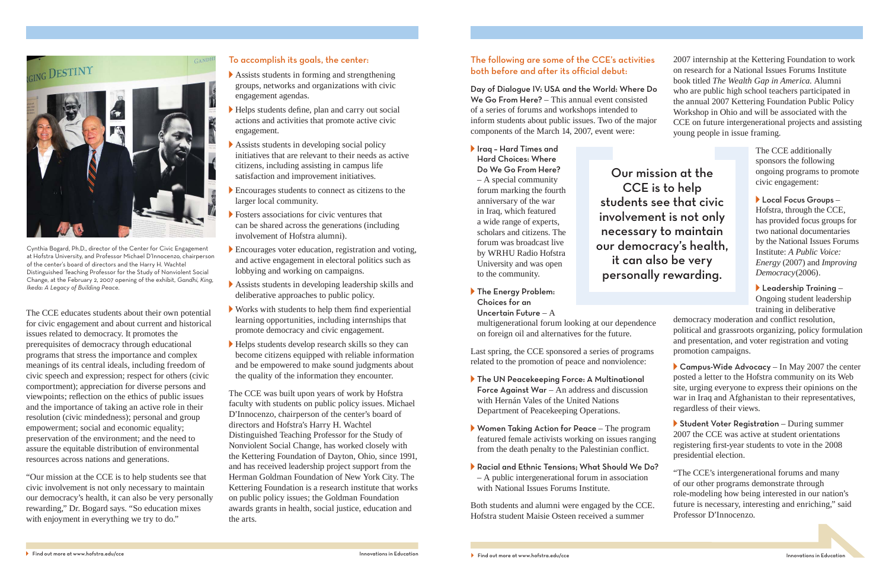Cynthia Bogard, Ph.D., director of the Center for Civic Engagement at Hofstra University, and Professor Michael D'Innocenzo, chairperson of the center's board of directors and the Harry H. Wachtel Distinguished Teaching Professor for the Study of Nonviolent Social Change, at the February 2, 2007 opening of the exhibit, *Gandhi, King, Ikeda: A Legacy of Building Peace.*

The CCE educates students about their own potential for civic engagement and about current and historical issues related to democracy. It promotes the prerequisites of democracy through educational programs that stress the importance and complex meanings of its central ideals, including freedom of civic speech and expression; respect for others (civic comportment); appreciation for diverse persons and viewpoints; reflection on the ethics of public issues and the importance of taking an active role in their resolution (civic mindedness); personal and group empowerment; social and economic equality; preservation of the environment; and the need to assure the equitable distribution of environmental resources across nations and generations.

"Our mission at the CCE is to help students see that civic involvement is not only necessary to maintain our democracy's health, it can also be very personally rewarding," Dr. Bogard says. "So education mixes with enjoyment in everything we try to do."

### To accomplish its goals, the center:

- Assists students in forming and strengthening groups, networks and organizations with civic engagement agendas.
- Helps students define, plan and carry out social actions and activities that promote active civic engagement.
- Assists students in developing social policy initiatives that are relevant to their needs as active citizens, including assisting in campus life satisfaction and improvement initiatives.
- Encourages students to connect as citizens to the larger local community.
- Fosters associations for civic ventures that can be shared across the generations (including involvement of Hofstra alumni).
- Encourages voter education, registration and voting, and active engagement in electoral politics such as lobbying and working on campaigns.
- Assists students in developing leadership skills and deliberative approaches to public policy.
- Works with students to help them find experiential learning opportunities, including internships that promote democracy and civic engagement.
- Helps students develop research skills so they can become citizens equipped with reliable information and be empowered to make sound judgments about the quality of the information they encounter.

The CCE was built upon years of work by Hofstra faculty with students on public policy issues. Michael D'Innocenzo, chairperson of the center's board of directors and Hofstra's Harry H. Wachtel Distinguished Teaching Professor for the Study of Nonviolent Social Change, has worked closely with the Kettering Foundation of Dayton, Ohio, since 1991, and has received leadership project support from the Herman Goldman Foundation of New York City. The Kettering Foundation is a research institute that works on public policy issues; the Goldman Foundation awards grants in health, social justice, education and the arts.

### The following are some of the CCE's activities both before and after its official debut:

**Day of Dialogue IV: USA and the World: Where Do We Go From Here?** – This annual event consisted of a series of forums and workshops intended to inform students about public issues. Two of the major components of the March 14, 2007, event were:

- **Iraq – Hard Times and Hard Choices: Where Do We Go From Here?** – A special community forum marking the fourth anniversary of the war in Iraq, which featured a wide range of experts, scholars and citizens. The forum was broadcast live by WRHU Radio Hofstra University and was open to the community.
- **The Energy Problem: Choices for an Uncertain Future** – A multigenerational forum looking at our dependence on foreign oil and alternatives for the future.

> Our mission at the CCE is to help students see that civic involvement is not only necessary to maintain our democracy's health, it can also be very personally rewarding.

Last spring, the CCE sponsored a series of programs related to the promotion of peace and nonviolence:

- **The UN Peacekeeping Force: A Multinational Force Against War** – An address and discussion with Hernán Vales of the United Nations Department of Peacekeeping Operations.
- **Women Taking Action for Peace** – The program featured female activists working on issues ranging from the death penalty to the Palestinian conflict.
- **Racial and Ethnic Tensions; What Should We Do?** – A public intergenerational forum in association with National Issues Forums Institute.

Both students and alumni were engaged by the CCE. Hofstra student Maisie Osteen received a summer 2007 internship at the Kettering Foundation to work on research for a National Issues Forums Institute book titled *The Wealth Gap in America.* Alumni who are public high school teachers participated in the annual 2007 Kettering Foundation Public Policy Workshop in Ohio and will be associated with the CCE on future intergenerational projects and assisting young people in issue framing.

The CCE additionally sponsors the following ongoing programs to promote civic engagement:

- **Local Focus Groups** – Hofstra, through the CCE, has provided focus groups for two national documentaries by the National Issues Forums Institute: *A Public Voice: Energy* (2007) and *Improving Democracy*(2006).
- **Leadership Training** – Ongoing student leadership training in deliberative democracy moderation and conflict resolution, political and grassroots organizing, policy formulation and presentation, and voter registration and voting promotion campaigns.
- **Campus-Wide Advocacy** – In May 2007 the center posted a letter to the Hofstra community on its Web site, urging everyone to express their opinions on the war in Iraq and Afghanistan to their representatives, regardless of their views.
- **Student Voter Registration** – During summer 2007 the CCE was active at student orientations registering first-year students to vote in the 2008 presidential election.

"The CCE's intergenerational forums and many of our other programs demonstrate through role-modeling how being interested in our nation's future is necessary, interesting and enriching," said Professor D'Innocenzo.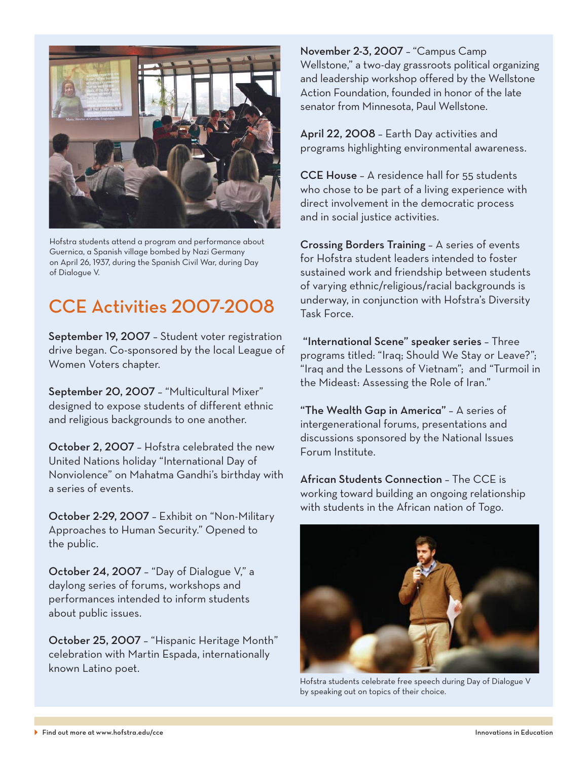Hofstra students attend a program and performance about Guernica, a Spanish village bombed by Nazi Germany on April 26, 1937, during the Spanish Civil War, during Day of Dialogue V.

## CCE Activities 2007-2008

**September 19, 2007** – Student voter registration drive began. Co-sponsored by the local League of Women Voters chapter.

**September 20, 2007** – "Multicultural Mixer" designed to expose students of different ethnic and religious backgrounds to one another.

**October 2, 2007** – Hofstra celebrated the new United Nations holiday "International Day of Nonviolence" on Mahatma Gandhi's birthday with a series of events.

**October 2-29, 2007** – Exhibit on "Non-Military Approaches to Human Security." Opened to the public.

**October 24, 2007** – "Day of Dialogue V," a daylong series of forums, workshops and performances intended to inform students about public issues.

**October 25, 2007** – "Hispanic Heritage Month" celebration with Martin Espada, internationally known Latino poet.

**November 2-3, 2007** – "Campus Camp Wellstone," a two-day grassroots political organizing and leadership workshop offered by the Wellstone Action Foundation, founded in honor of the late senator from Minnesota, Paul Wellstone.

**April 22, 2008** – Earth Day activities and programs highlighting environmental awareness.

**CCE House** – A residence hall for 55 students who chose to be part of a living experience with direct involvement in the democratic process and in social justice activities.

**Crossing Borders Training** – A series of events for Hofstra student leaders intended to foster sustained work and friendship between students of varying ethnic/religious/racial backgrounds is underway, in conjunction with Hofstra's Diversity Task Force.

**"International Scene" speaker series** – Three programs titled: "Iraq; Should We Stay or Leave?"; "Iraq and the Lessons of Vietnam"; and "Turmoil in the Mideast: Assessing the Role of Iran."

**"The Wealth Gap in America"** – A series of intergenerational forums, presentations and discussions sponsored by the National Issues Forum Institute.

**African Students Connection** – The CCE is working toward building an ongoing relationship with students in the African nation of Togo.

Hofstra students celebrate free speech during Day of Dialogue V by speaking out on topics of their choice.

Find out more at www.hofstra.edu/cce